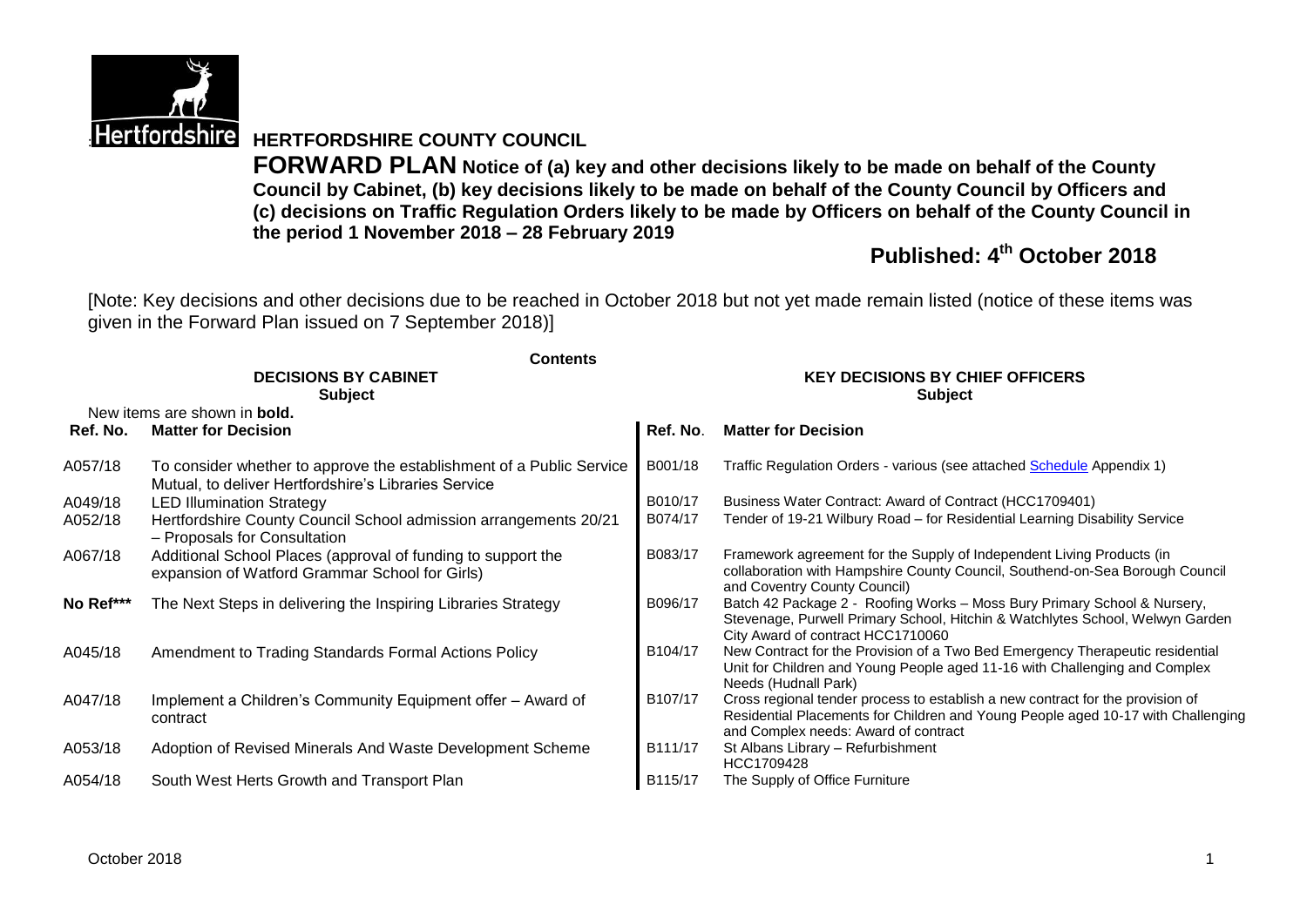# HERTFORDSHIRE COUNTY COUNCIL

**FORWARD PLAN Notice of (a) key and other decisions likely to be made on behalf of the County Council by Cabinet, (b) key decisions likely to be made on behalf of the County Council by Officers and (c) decisions on Traffic Regulation Orders likely to be made by Officers on behalf of the County Council in the period 1 November 2018 – 28 February 2019**

## Published: 4th October 2018

[Note: Key decisions and other decisions due to be reached in October 2018 but not yet made remain listed (notice of these items was given in the Forward Plan issued on 7 September 2018)]

**Contents**

| **DECISIONS BY CABINET Subject** | | **KEY DECISIONS BY CHIEF OFFICERS Subject** | |
|---|---|---|---|
| New items are shown in **bold.** | | | |
| **Ref. No.** | **Matter for Decision** | **Ref. No.** | **Matter for Decision** |
| A057/18 | To consider whether to approve the establishment of a Public Service Mutual, to deliver Hertfordshire's Libraries Service | B001/18 | Traffic Regulation Orders - various (see attached Schedule Appendix 1) |
| A049/18 | LED Illumination Strategy | B010/17 | Business Water Contract: Award of Contract (HCC1709401) |
| A052/18 | Hertfordshire County Council School admission arrangements 20/21 – Proposals for Consultation | B074/17 | Tender of 19-21 Wilbury Road – for Residential Learning Disability Service |
| A067/18 | Additional School Places (approval of funding to support the expansion of Watford Grammar School for Girls) | B083/17 | Framework agreement for the Supply of Independent Living Products (in collaboration with Hampshire County Council, Southend-on-Sea Borough Council and Coventry County Council) |
| **No Ref*** ** | **The Next Steps in delivering the Inspiring Libraries Strategy** | B096/17 | Batch 42 Package 2 - Roofing Works – Moss Bury Primary School & Nursery, Stevenage, Purwell Primary School, Hitchin & Watchlytes School, Welwyn Garden City Award of contract HCC1710060 |
| A045/18 | Amendment to Trading Standards Formal Actions Policy | B104/17 | New Contract for the Provision of a Two Bed Emergency Therapeutic residential Unit for Children and Young People aged 11-16 with Challenging and Complex Needs (Hudnall Park) |
| A047/18 | Implement a Children's Community Equipment offer – Award of contract | B107/17 | Cross regional tender process to establish a new contract for the provision of Residential Placements for Children and Young People aged 10-17 with Challenging and Complex needs: Award of contract |
| A053/18 | Adoption of Revised Minerals And Waste Development Scheme | B111/17 | St Albans Library – Refurbishment HCC1709428 |
| A054/18 | South West Herts Growth and Transport Plan | B115/17 | The Supply of Office Furniture |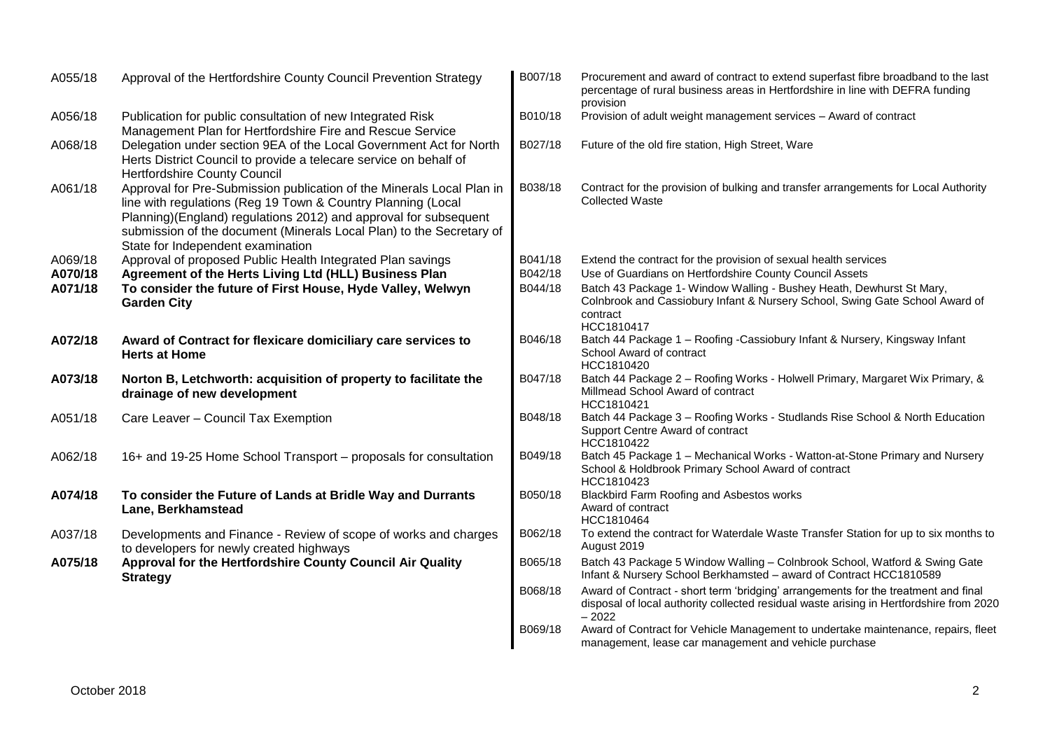| | |
|---|---|
| A055/18 | Approval of the Hertfordshire County Council Prevention Strategy |
| A056/18 | Publication for public consultation of new Integrated Risk Management Plan for Hertfordshire Fire and Rescue Service |
| A068/18 | Delegation under section 9EA of the Local Government Act for North Herts District Council to provide a telecare service on behalf of Hertfordshire County Council |
| A061/18 | Approval for Pre-Submission publication of the Minerals Local Plan in line with regulations (Reg 19 Town & Country Planning (Local Planning)(England) regulations 2012) and approval for subsequent submission of the document (Minerals Local Plan) to the Secretary of State for Independent examination |
| A069/18 | Approval of proposed Public Health Integrated Plan savings |
| **A070/18** | **Agreement of the Herts Living Ltd (HLL) Business Plan** |
| **A071/18** | **To consider the future of First House, Hyde Valley, Welwyn Garden City** |
| **A072/18** | **Award of Contract for flexicare domiciliary care services to Herts at Home** |
| **A073/18** | **Norton B, Letchworth: acquisition of property to facilitate the drainage of new development** |
| A051/18 | Care Leaver – Council Tax Exemption |
| A062/18 | 16+ and 19-25 Home School Transport – proposals for consultation |
| **A074/18** | **To consider the Future of Lands at Bridle Way and Durrants Lane, Berkhamstead** |
| A037/18 | Developments and Finance - Review of scope of works and charges to developers for newly created highways |
| **A075/18** | **Approval for the Hertfordshire County Council Air Quality Strategy** |

| | |
|---|---|
| B007/18 | Procurement and award of contract to extend superfast fibre broadband to the last percentage of rural business areas in Hertfordshire in line with DEFRA funding provision |
| B010/18 | Provision of adult weight management services – Award of contract |
| B027/18 | Future of the old fire station, High Street, Ware |
| B038/18 | Contract for the provision of bulking and transfer arrangements for Local Authority Collected Waste |
| B041/18 | Extend the contract for the provision of sexual health services |
| B042/18 | Use of Guardians on Hertfordshire County Council Assets |
| B044/18 | Batch 43 Package 1- Window Walling - Bushey Heath, Dewhurst St Mary, Colnbrook and Cassiobury Infant & Nursery School, Swing Gate School Award of contract HCC1810417 |
| B046/18 | Batch 44 Package 1 – Roofing -Cassiobury Infant & Nursery, Kingsway Infant School Award of contract HCC1810420 |
| B047/18 | Batch 44 Package 2 – Roofing Works - Holwell Primary, Margaret Wix Primary, & Millmead School Award of contract HCC1810421 |
| B048/18 | Batch 44 Package 3 – Roofing Works - Studlands Rise School & North Education Support Centre Award of contract HCC1810422 |
| B049/18 | Batch 45 Package 1 – Mechanical Works - Watton-at-Stone Primary and Nursery School & Holdbrook Primary School Award of contract HCC1810423 |
| B050/18 | Blackbird Farm Roofing and Asbestos works Award of contract HCC1810464 |
| B062/18 | To extend the contract for Waterdale Waste Transfer Station for up to six months to August 2019 |
| B065/18 | Batch 43 Package 5 Window Walling – Colnbrook School, Watford & Swing Gate Infant & Nursery School Berkhamsted – award of Contract HCC1810589 |
| B068/18 | Award of Contract - short term 'bridging' arrangements for the treatment and final disposal of local authority collected residual waste arising in Hertfordshire from 2020 – 2022 |
| B069/18 | Award of Contract for Vehicle Management to undertake maintenance, repairs, fleet management, lease car management and vehicle purchase |

October 2018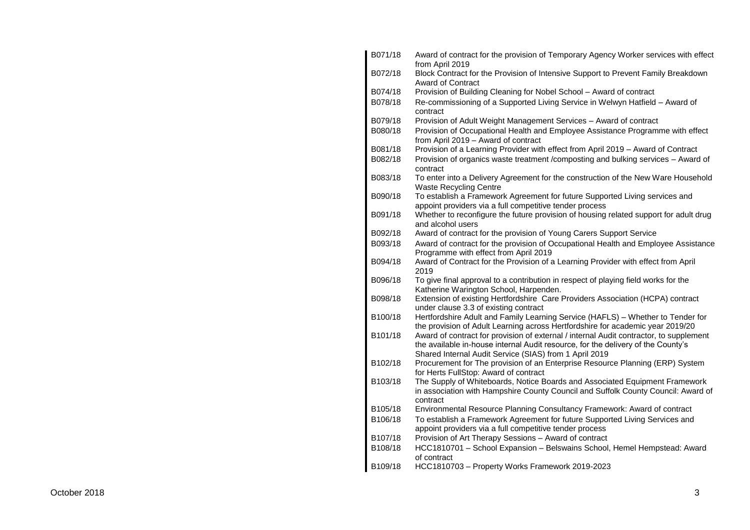| | |
|---|---|
| B071/18 | Award of contract for the provision of Temporary Agency Worker services with effect from April 2019 |
| B072/18 | Block Contract for the Provision of Intensive Support to Prevent Family Breakdown Award of Contract |
| B074/18 | Provision of Building Cleaning for Nobel School – Award of contract |
| B078/18 | Re-commissioning of a Supported Living Service in Welwyn Hatfield – Award of contract |
| B079/18 | Provision of Adult Weight Management Services – Award of contract |
| B080/18 | Provision of Occupational Health and Employee Assistance Programme with effect from April 2019 – Award of contract |
| B081/18 | Provision of a Learning Provider with effect from April 2019 – Award of Contract |
| B082/18 | Provision of organics waste treatment /composting and bulking services – Award of contract |
| B083/18 | To enter into a Delivery Agreement for the construction of the New Ware Household Waste Recycling Centre |
| B090/18 | To establish a Framework Agreement for future Supported Living services and appoint providers via a full competitive tender process |
| B091/18 | Whether to reconfigure the future provision of housing related support for adult drug and alcohol users |
| B092/18 | Award of contract for the provision of Young Carers Support Service |
| B093/18 | Award of contract for the provision of Occupational Health and Employee Assistance Programme with effect from April 2019 |
| B094/18 | Award of Contract for the Provision of a Learning Provider with effect from April 2019 |
| B096/18 | To give final approval to a contribution in respect of playing field works for the Katherine Warington School, Harpenden. |
| B098/18 | Extension of existing Hertfordshire Care Providers Association (HCPA) contract under clause 3.3 of existing contract |
| B100/18 | Hertfordshire Adult and Family Learning Service (HAFLS) – Whether to Tender for the provision of Adult Learning across Hertfordshire for academic year 2019/20 |
| B101/18 | Award of contract for provision of external / internal Audit contractor, to supplement the available in-house internal Audit resource, for the delivery of the County's Shared Internal Audit Service (SIAS) from 1 April 2019 |
| B102/18 | Procurement for The provision of an Enterprise Resource Planning (ERP) System for Herts FullStop: Award of contract |
| B103/18 | The Supply of Whiteboards, Notice Boards and Associated Equipment Framework in association with Hampshire County Council and Suffolk County Council: Award of contract |
| B105/18 | Environmental Resource Planning Consultancy Framework: Award of contract |
| B106/18 | To establish a Framework Agreement for future Supported Living Services and appoint providers via a full competitive tender process |
| B107/18 | Provision of Art Therapy Sessions – Award of contract |
| B108/18 | HCC1810701 – School Expansion – Belswains School, Hemel Hempstead: Award of contract |
| B109/18 | HCC1810703 – Property Works Framework 2019-2023 |

October 2018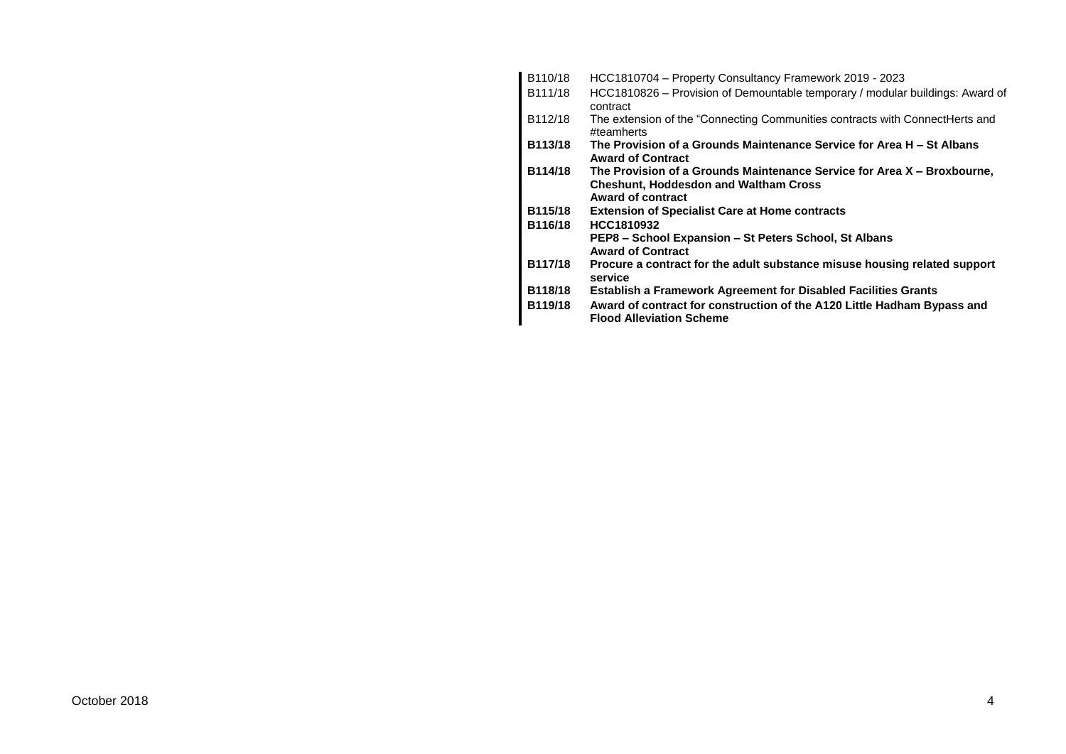| | |
|---|---|
| B110/18 | HCC1810704 – Property Consultancy Framework 2019 - 2023 |
| B111/18 | HCC1810826 – Provision of Demountable temporary / modular buildings: Award of contract |
| B112/18 | The extension of the “Connecting Communities contracts with ConnectHerts and #teamherts |
| **B113/18** | **The Provision of a Grounds Maintenance Service for Area H – St Albans Award of Contract** |
| **B114/18** | **The Provision of a Grounds Maintenance Service for Area X – Broxbourne, Cheshunt, Hoddesdon and Waltham Cross Award of contract** |
| **B115/18** | **Extension of Specialist Care at Home contracts** |
| **B116/18** | **HCC1810932 PEP8 – School Expansion – St Peters School, St Albans Award of Contract** |
| **B117/18** | **Procure a contract for the adult substance misuse housing related support service** |
| **B118/18** | **Establish a Framework Agreement for Disabled Facilities Grants** |
| **B119/18** | **Award of contract for construction of the A120 Little Hadham Bypass and Flood Alleviation Scheme** |

October 2018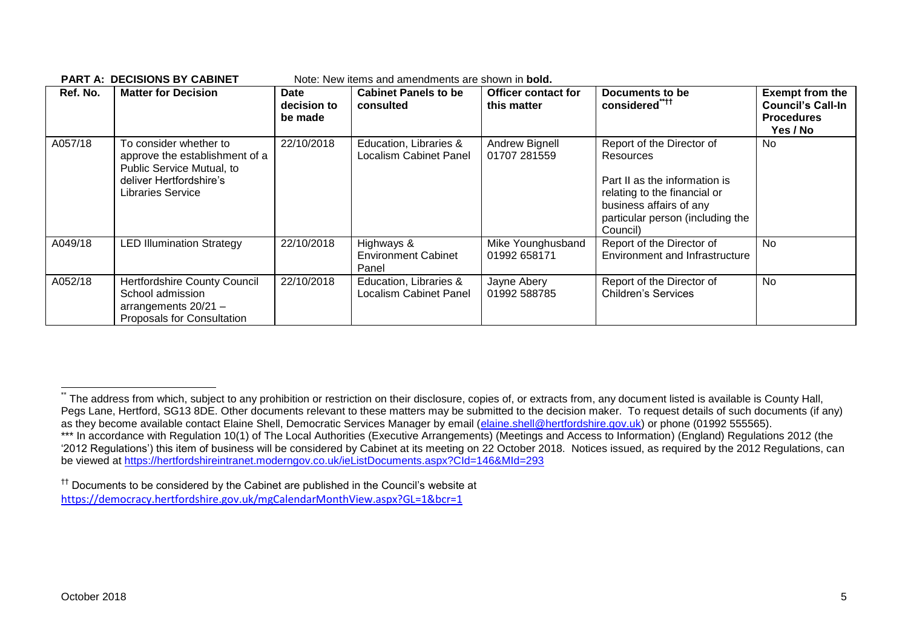**PART A: DECISIONS BY CABINET** Note: New items and amendments are shown in **bold.**

| Ref. No. | Matter for Decision | Date decision to be made | Cabinet Panels to be consulted | Officer contact for this matter | Documents to be considered[**††] | Exempt from the Council's Call-In Procedures Yes / No |
|---|---|---|---|---|---|---|
| A057/18 | To consider whether to approve the establishment of a Public Service Mutual, to deliver Hertfordshire's Libraries Service | 22/10/2018 | Education, Libraries & Localism Cabinet Panel | Andrew Bignell 01707 281559 | Report of the Director of Resources<br><br>Part II as the information is relating to the financial or business affairs of any particular person (including the Council) | No |
| A049/18 | LED Illumination Strategy | 22/10/2018 | Highways & Environment Cabinet Panel | Mike Younghusband 01992 658171 | Report of the Director of Environment and Infrastructure | No |
| A052/18 | Hertfordshire County Council School admission arrangements 20/21 – Proposals for Consultation | 22/10/2018 | Education, Libraries & Localism Cabinet Panel | Jayne Abery 01992 588785 | Report of the Director of Children's Services | No |

[**] The address from which, subject to any prohibition or restriction on their disclosure, copies of, or extracts from, any document listed is available is County Hall, Pegs Lane, Hertford, SG13 8DE. Other documents relevant to these matters may be submitted to the decision maker. To request details of such documents (if any) as they become available contact Elaine Shell, Democratic Services Manager by email (elaine.shell@hertfordshire.gov.uk) or phone (01992 555565).

[***] In accordance with Regulation 10(1) of The Local Authorities (Executive Arrangements) (Meetings and Access to Information) (England) Regulations 2012 (the '2012 Regulations') this item of business will be considered by Cabinet at its meeting on 22 October 2018. Notices issued, as required by the 2012 Regulations, can be viewed at https://hertfordshireintranet.moderngov.co.uk/ieListDocuments.aspx?CId=146&MId=293

[††] Documents to be considered by the Cabinet are published in the Council's website at https://democracy.hertfordshire.gov.uk/mgCalendarMonthView.aspx?GL=1&bcr=1

October 2018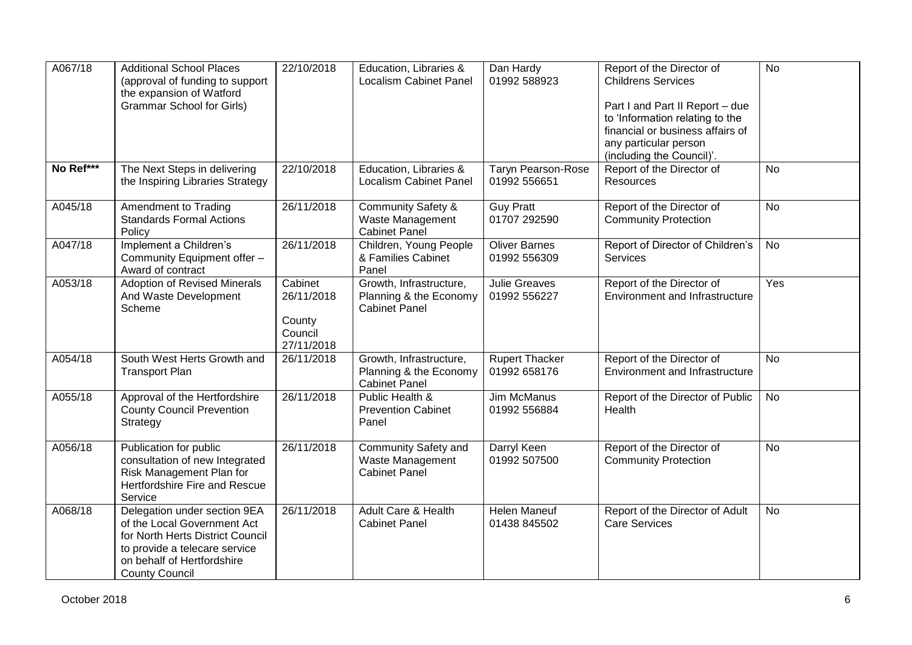| A067/18 | Additional School Places (approval of funding to support the expansion of Watford Grammar School for Girls) | 22/10/2018 | Education, Libraries & Localism Cabinet Panel | Dan Hardy 01992 588923 | Report of the Director of Childrens Services<br><br>Part I and Part II Report – due to 'Information relating to the financial or business affairs of any particular person (including the Council)'. | No |
|---|---|---|---|---|---|---|
| **No Ref*** ** | The Next Steps in delivering the Inspiring Libraries Strategy | 22/10/2018 | Education, Libraries & Localism Cabinet Panel | Taryn Pearson-Rose 01992 556651 | Report of the Director of Resources | No |
| A045/18 | Amendment to Trading Standards Formal Actions Policy | 26/11/2018 | Community Safety & Waste Management Cabinet Panel | Guy Pratt 01707 292590 | Report of the Director of Community Protection | No |
| A047/18 | Implement a Children's Community Equipment offer – Award of contract | 26/11/2018 | Children, Young People & Families Cabinet Panel | Oliver Barnes 01992 556309 | Report of Director of Children's Services | No |
| A053/18 | Adoption of Revised Minerals And Waste Development Scheme | Cabinet 26/11/2018<br><br>County Council 27/11/2018 | Growth, Infrastructure, Planning & the Economy Cabinet Panel | Julie Greaves 01992 556227 | Report of the Director of Environment and Infrastructure | Yes |
| A054/18 | South West Herts Growth and Transport Plan | 26/11/2018 | Growth, Infrastructure, Planning & the Economy Cabinet Panel | Rupert Thacker 01992 658176 | Report of the Director of Environment and Infrastructure | No |
| A055/18 | Approval of the Hertfordshire County Council Prevention Strategy | 26/11/2018 | Public Health & Prevention Cabinet Panel | Jim McManus 01992 556884 | Report of the Director of Public Health | No |
| A056/18 | Publication for public consultation of new Integrated Risk Management Plan for Hertfordshire Fire and Rescue Service | 26/11/2018 | Community Safety and Waste Management Cabinet Panel | Darryl Keen 01992 507500 | Report of the Director of Community Protection | No |
| A068/18 | Delegation under section 9EA of the Local Government Act for North Herts District Council to provide a telecare service on behalf of Hertfordshire County Council | 26/11/2018 | Adult Care & Health Cabinet Panel | Helen Maneuf 01438 845502 | Report of the Director of Adult Care Services | No |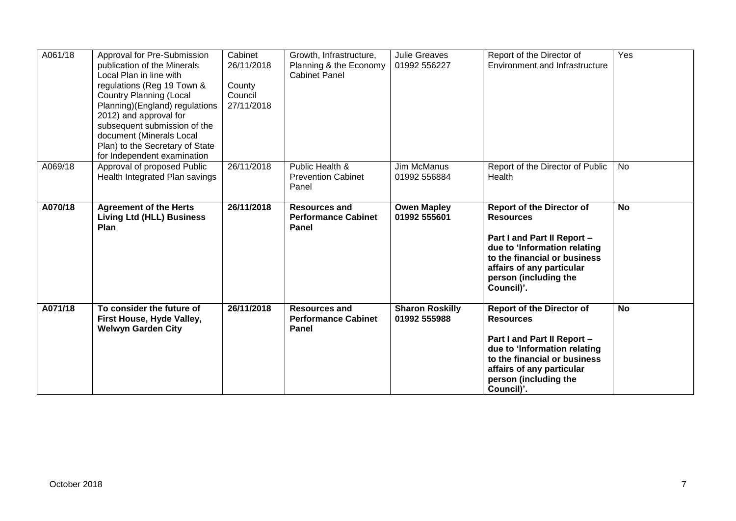| A061/18 | Approval for Pre-Submission publication of the Minerals Local Plan in line with regulations (Reg 19 Town & Country Planning (Local Planning)(England) regulations 2012) and approval for subsequent submission of the document (Minerals Local Plan) to the Secretary of State for Independent examination | Cabinet 26/11/2018<br><br>County Council 27/11/2018 | Growth, Infrastructure, Planning & the Economy Cabinet Panel | Julie Greaves 01992 556227 | Report of the Director of Environment and Infrastructure | Yes |
|---|---|---|---|---|---|---|
| A069/18 | Approval of proposed Public Health Integrated Plan savings | 26/11/2018 | Public Health & Prevention Cabinet Panel | Jim McManus 01992 556884 | Report of the Director of Public Health | No |
| **A070/18** | **Agreement of the Herts Living Ltd (HLL) Business Plan** | **26/11/2018** | **Resources and Performance Cabinet Panel** | **Owen Mapley 01992 555601** | **Report of the Director of Resources**<br><br>**Part I and Part II Report – due to 'Information relating to the financial or business affairs of any particular person (including the Council)'.** | **No** |
| **A071/18** | **To consider the future of First House, Hyde Valley, Welwyn Garden City** | **26/11/2018** | **Resources and Performance Cabinet Panel** | **Sharon Roskilly 01992 555988** | **Report of the Director of Resources**<br><br>**Part I and Part II Report – due to 'Information relating to the financial or business affairs of any particular person (including the Council)'.** | **No** |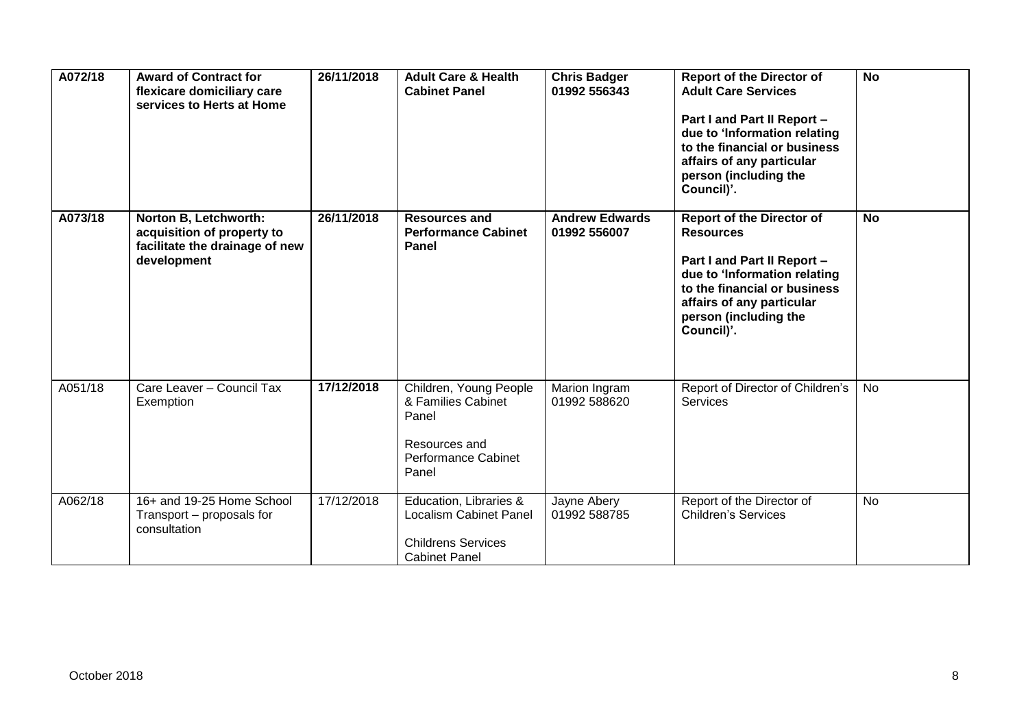| A072/18 | **Award of Contract for flexicare domiciliary care services to Herts at Home** | **26/11/2018** | **Adult Care & Health Cabinet Panel** | **Chris Badger 01992 556343** | **Report of the Director of Adult Care Services**<br><br>**Part I and Part II Report – due to 'Information relating to the financial or business affairs of any particular person (including the Council)'.** | **No** |
|---|---|---|---|---|---|---|
| **A073/18** | **Norton B, Letchworth: acquisition of property to facilitate the drainage of new development** | **26/11/2018** | **Resources and Performance Cabinet Panel** | **Andrew Edwards 01992 556007** | **Report of the Director of Resources**<br><br>**Part I and Part II Report – due to 'Information relating to the financial or business affairs of any particular person (including the Council)'.** | **No** |
| A051/18 | Care Leaver – Council Tax Exemption | **17/12/2018** | Children, Young People & Families Cabinet Panel<br><br>Resources and Performance Cabinet Panel | Marion Ingram 01992 588620 | Report of Director of Children's Services | No |
| A062/18 | 16+ and 19-25 Home School Transport – proposals for consultation | 17/12/2018 | Education, Libraries & Localism Cabinet Panel<br><br>Childrens Services Cabinet Panel | Jayne Abery 01992 588785 | Report of the Director of Children's Services | No |

October 2018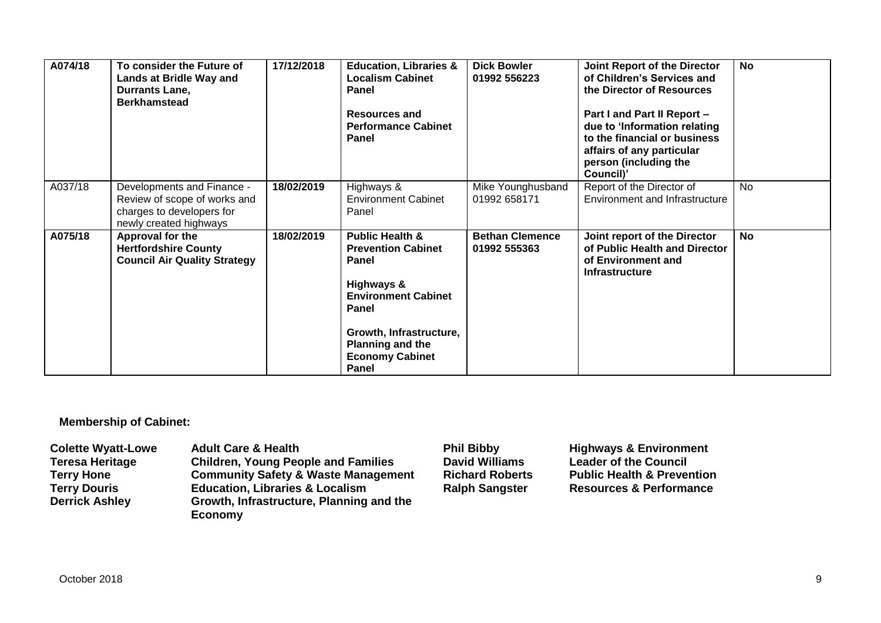| **A074/18** | **To consider the Future of Lands at Bridle Way and Durrants Lane, Berkhamstead** | **17/12/2018** | **Education, Libraries & Localism Cabinet Panel**<br><br>**Resources and Performance Cabinet Panel** | **Dick Bowler 01992 556223** | **Joint Report of the Director of Children's Services and the Director of Resources**<br><br>**Part I and Part II Report – due to 'Information relating to the financial or business affairs of any particular person (including the Council)'** | **No** |
|---|---|---|---|---|---|---|
| A037/18 | Developments and Finance - Review of scope of works and charges to developers for newly created highways | **18/02/2019** | Highways & Environment Cabinet Panel | Mike Younghusband 01992 658171 | Report of the Director of Environment and Infrastructure | No |
| **A075/18** | **Approval for the Hertfordshire County Council Air Quality Strategy** | **18/02/2019** | **Public Health & Prevention Cabinet Panel**<br><br>**Highways & Environment Cabinet Panel**<br><br>**Growth, Infrastructure, Planning and the Economy Cabinet Panel** | **Bethan Clemence 01992 555363** | **Joint report of the Director of Public Health and Director of Environment and Infrastructure** | **No** |

**Membership of Cabinet:**

| | | | |
|---|---|---|---|
| **Colette Wyatt-Lowe** | **Adult Care & Health** | **Phil Bibby** | **Highways & Environment** |
| **Teresa Heritage** | **Children, Young People and Families** | **David Williams** | **Leader of the Council** |
| **Terry Hone** | **Community Safety & Waste Management** | **Richard Roberts** | **Public Health & Prevention** |
| **Terry Douris** | **Education, Libraries & Localism** | **Ralph Sangster** | **Resources & Performance** |
| **Derrick Ashley** | **Growth, Infrastructure, Planning and the Economy** | | |

October 2018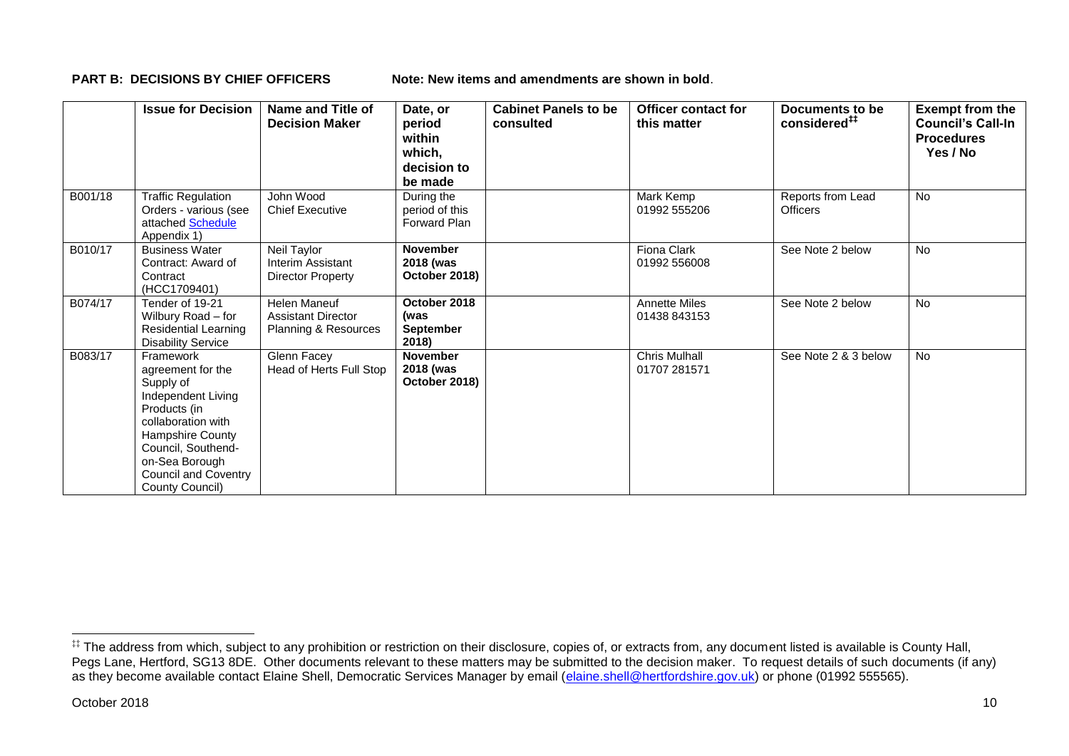**PART B: DECISIONS BY CHIEF OFFICERS** Note: New items and amendments are shown in **bold**.

| | Issue for Decision | Name and Title of Decision Maker | Date, or period within which, decision to be made | Cabinet Panels to be consulted | Officer contact for this matter | Documents to be considered[‡‡] | Exempt from the Council's Call-In Procedures Yes / No |
|---|---|---|---|---|---|---|---|
| B001/18 | Traffic Regulation Orders - various (see attached Schedule Appendix 1) | John Wood Chief Executive | During the period of this Forward Plan | | Mark Kemp 01992 555206 | Reports from Lead Officers | No |
| B010/17 | Business Water Contract: Award of Contract (HCC1709401) | Neil Taylor Interim Assistant Director Property | **November 2018 (was October 2018)** | | Fiona Clark 01992 556008 | See Note 2 below | No |
| B074/17 | Tender of 19-21 Wilbury Road – for Residential Learning Disability Service | Helen Maneuf Assistant Director Planning & Resources | **October 2018 (was September 2018)** | | Annette Miles 01438 843153 | See Note 2 below | No |
| B083/17 | Framework agreement for the Supply of Independent Living Products (in collaboration with Hampshire County Council, Southend-on-Sea Borough Council and Coventry County Council) | Glenn Facey Head of Herts Full Stop | **November 2018 (was October 2018)** | | Chris Mulhall 01707 281571 | See Note 2 & 3 below | No |

[‡‡] The address from which, subject to any prohibition or restriction on their disclosure, copies of, or extracts from, any document listed is available is County Hall, Pegs Lane, Hertford, SG13 8DE. Other documents relevant to these matters may be submitted to the decision maker. To request details of such documents (if any) as they become available contact Elaine Shell, Democratic Services Manager by email (elaine.shell@hertfordshire.gov.uk) or phone (01992 555565).

October 2018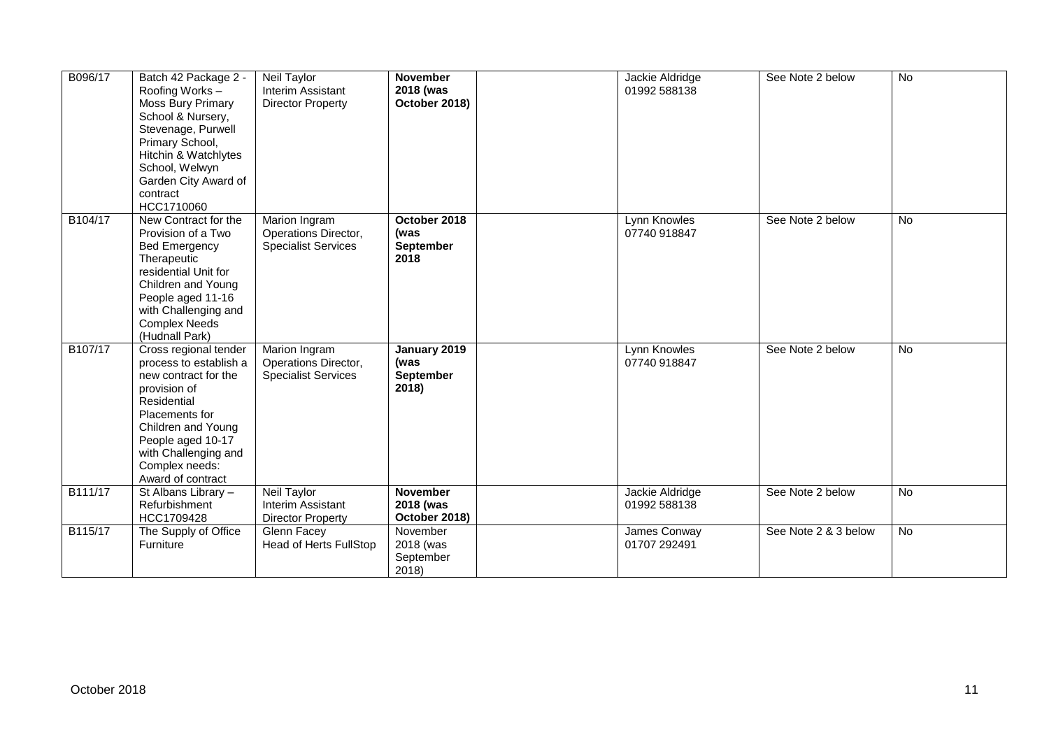| B096/17 | Batch 42 Package 2 - Roofing Works – Moss Bury Primary School & Nursery, Stevenage, Purwell Primary School, Hitchin & Watchlytes School, Welwyn Garden City Award of contract HCC1710060 | Neil Taylor Interim Assistant Director Property | **November 2018 (was October 2018)** | | Jackie Aldridge 01992 588138 | See Note 2 below | No |
|---|---|---|---|---|---|---|---|
| B104/17 | New Contract for the Provision of a Two Bed Emergency Therapeutic residential Unit for Children and Young People aged 11-16 with Challenging and Complex Needs (Hudnall Park) | Marion Ingram Operations Director, Specialist Services | **October 2018 (was September 2018** | | Lynn Knowles 07740 918847 | See Note 2 below | No |
| B107/17 | Cross regional tender process to establish a new contract for the provision of Residential Placements for Children and Young People aged 10-17 with Challenging and Complex needs: Award of contract | Marion Ingram Operations Director, Specialist Services | **January 2019 (was September 2018)** | | Lynn Knowles 07740 918847 | See Note 2 below | No |
| B111/17 | St Albans Library – Refurbishment HCC1709428 | Neil Taylor Interim Assistant Director Property | **November 2018 (was October 2018)** | | Jackie Aldridge 01992 588138 | See Note 2 below | No |
| B115/17 | The Supply of Office Furniture | Glenn Facey Head of Herts FullStop | November 2018 (was September 2018) | | James Conway 01707 292491 | See Note 2 & 3 below | No |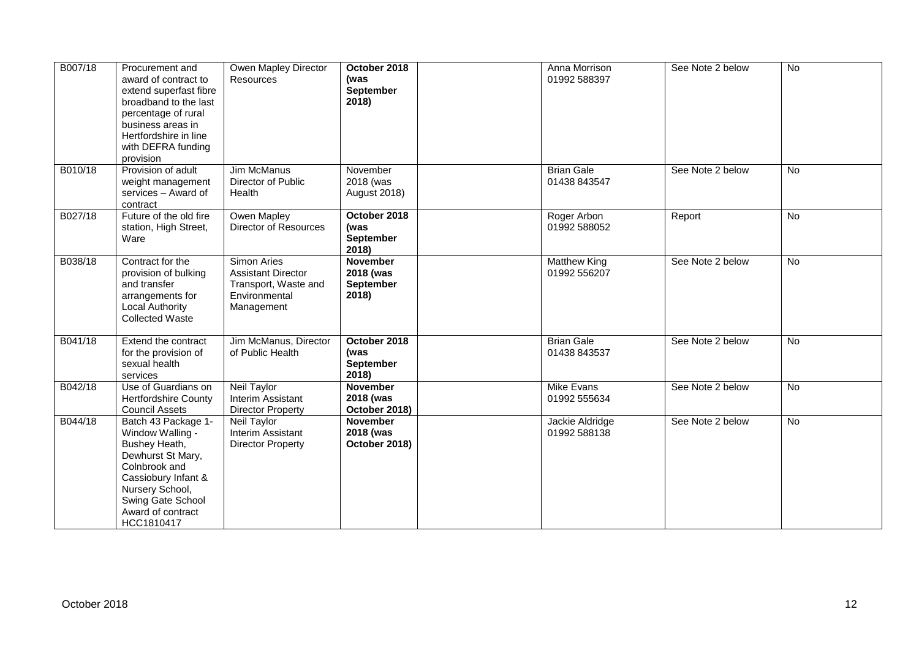| B007/18 | Procurement and award of contract to extend superfast fibre broadband to the last percentage of rural business areas in Hertfordshire in line with DEFRA funding provision | Owen Mapley Director Resources | **October 2018 (was September 2018)** | | Anna Morrison 01992 588397 | See Note 2 below | No |
|---|---|---|---|---|---|---|---|
| B010/18 | Provision of adult weight management services – Award of contract | Jim McManus Director of Public Health | November 2018 (was August 2018) | | Brian Gale 01438 843547 | See Note 2 below | No |
| B027/18 | Future of the old fire station, High Street, Ware | Owen Mapley Director of Resources | **October 2018 (was September 2018)** | | Roger Arbon 01992 588052 | Report | No |
| B038/18 | Contract for the provision of bulking and transfer arrangements for Local Authority Collected Waste | Simon Aries Assistant Director Transport, Waste and Environmental Management | **November 2018 (was September 2018)** | | Matthew King 01992 556207 | See Note 2 below | No |
| B041/18 | Extend the contract for the provision of sexual health services | Jim McManus, Director of Public Health | **October 2018 (was September 2018)** | | Brian Gale 01438 843537 | See Note 2 below | No |
| B042/18 | Use of Guardians on Hertfordshire County Council Assets | Neil Taylor Interim Assistant Director Property | **November 2018 (was October 2018)** | | Mike Evans 01992 555634 | See Note 2 below | No |
| B044/18 | Batch 43 Package 1- Window Walling - Bushey Heath, Dewhurst St Mary, Colnbrook and Cassiobury Infant & Nursery School, Swing Gate School Award of contract HCC1810417 | Neil Taylor Interim Assistant Director Property | **November 2018 (was October 2018)** | | Jackie Aldridge 01992 588138 | See Note 2 below | No |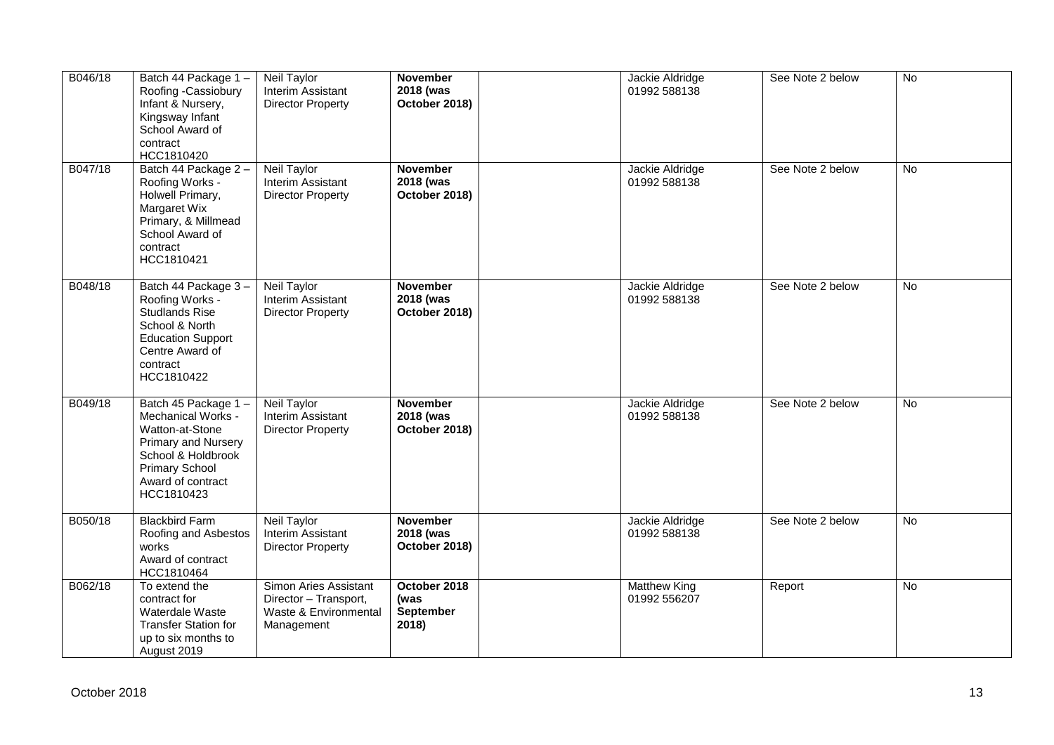| | | | | | | | |
|---|---|---|---|---|---|---|---|
| B046/18 | Batch 44 Package 1 – Roofing -Cassiobury Infant & Nursery, Kingsway Infant School Award of contract HCC1810420 | Neil Taylor Interim Assistant Director Property | **November 2018 (was October 2018)** | | Jackie Aldridge 01992 588138 | See Note 2 below | No |
| B047/18 | Batch 44 Package 2 – Roofing Works - Holwell Primary, Margaret Wix Primary, & Millmead School Award of contract HCC1810421 | Neil Taylor Interim Assistant Director Property | **November 2018 (was October 2018)** | | Jackie Aldridge 01992 588138 | See Note 2 below | No |
| B048/18 | Batch 44 Package 3 – Roofing Works - Studlands Rise School & North Education Support Centre Award of contract HCC1810422 | Neil Taylor Interim Assistant Director Property | **November 2018 (was October 2018)** | | Jackie Aldridge 01992 588138 | See Note 2 below | No |
| B049/18 | Batch 45 Package 1 – Mechanical Works - Watton-at-Stone Primary and Nursery School & Holdbrook Primary School Award of contract HCC1810423 | Neil Taylor Interim Assistant Director Property | **November 2018 (was October 2018)** | | Jackie Aldridge 01992 588138 | See Note 2 below | No |
| B050/18 | Blackbird Farm Roofing and Asbestos works Award of contract HCC1810464 | Neil Taylor Interim Assistant Director Property | **November 2018 (was October 2018)** | | Jackie Aldridge 01992 588138 | See Note 2 below | No |
| B062/18 | To extend the contract for Waterdale Waste Transfer Station for up to six months to August 2019 | Simon Aries Assistant Director – Transport, Waste & Environmental Management | **October 2018 (was September 2018)** | | Matthew King 01992 556207 | Report | No |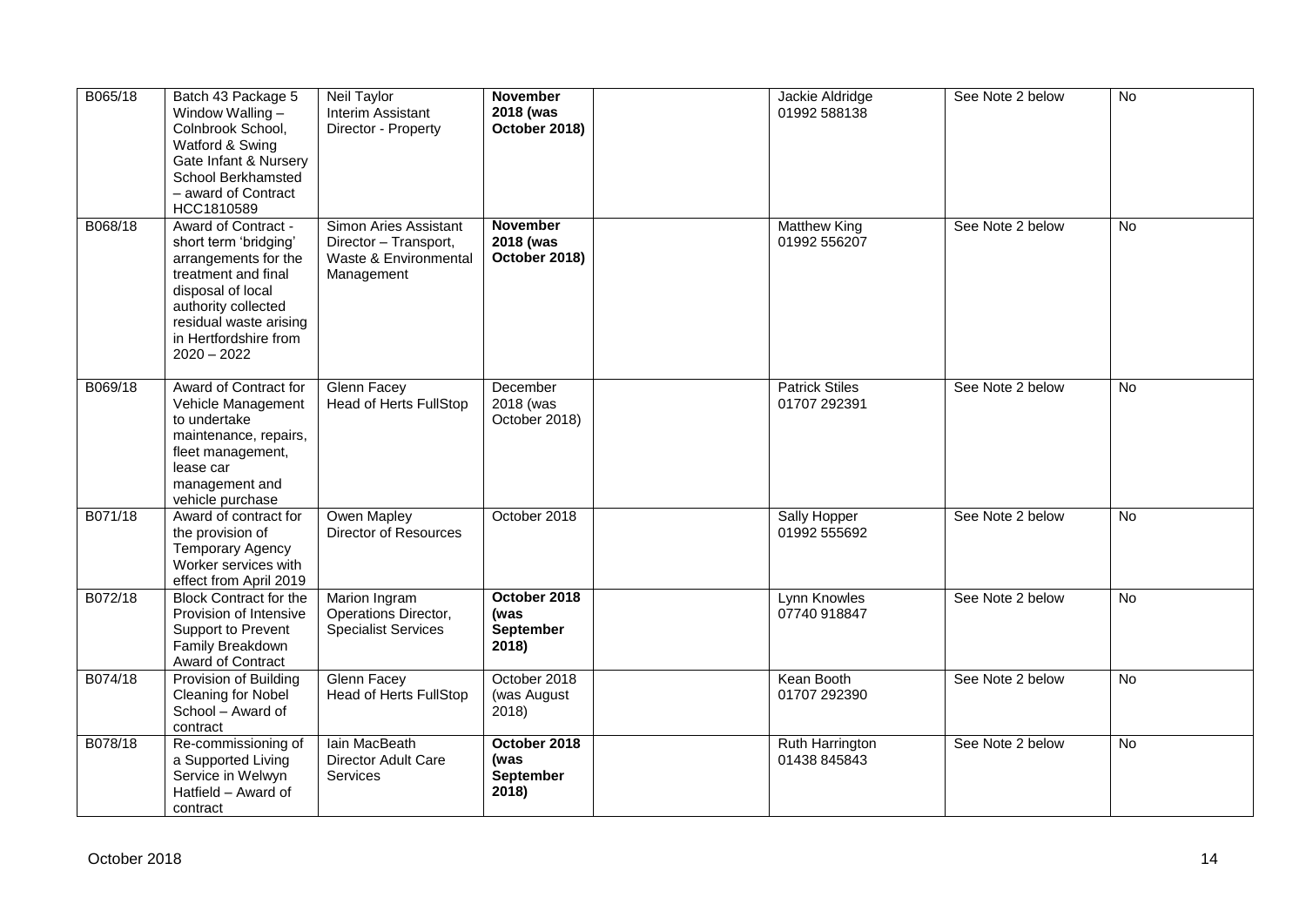| | | | | | | | |
|---|---|---|---|---|---|---|---|
| B065/18 | Batch 43 Package 5 Window Walling – Colnbrook School, Watford & Swing Gate Infant & Nursery School Berkhamsted – award of Contract HCC1810589 | Neil Taylor Interim Assistant Director - Property | **November 2018 (was October 2018)** | | Jackie Aldridge 01992 588138 | See Note 2 below | No |
| B068/18 | Award of Contract - short term 'bridging' arrangements for the treatment and final disposal of local authority collected residual waste arising in Hertfordshire from 2020 – 2022 | Simon Aries Assistant Director – Transport, Waste & Environmental Management | **November 2018 (was October 2018)** | | Matthew King 01992 556207 | See Note 2 below | No |
| B069/18 | Award of Contract for Vehicle Management to undertake maintenance, repairs, fleet management, lease car management and vehicle purchase | Glenn Facey Head of Herts FullStop | December 2018 (was October 2018) | | Patrick Stiles 01707 292391 | See Note 2 below | No |
| B071/18 | Award of contract for the provision of Temporary Agency Worker services with effect from April 2019 | Owen Mapley Director of Resources | October 2018 | | Sally Hopper 01992 555692 | See Note 2 below | No |
| B072/18 | Block Contract for the Provision of Intensive Support to Prevent Family Breakdown Award of Contract | Marion Ingram Operations Director, Specialist Services | **October 2018 (was September 2018)** | | Lynn Knowles 07740 918847 | See Note 2 below | No |
| B074/18 | Provision of Building Cleaning for Nobel School – Award of contract | Glenn Facey Head of Herts FullStop | October 2018 (was August 2018) | | Kean Booth 01707 292390 | See Note 2 below | No |
| B078/18 | Re-commissioning of a Supported Living Service in Welwyn Hatfield – Award of contract | Iain MacBeath Director Adult Care Services | **October 2018 (was September 2018)** | | Ruth Harrington 01438 845843 | See Note 2 below | No |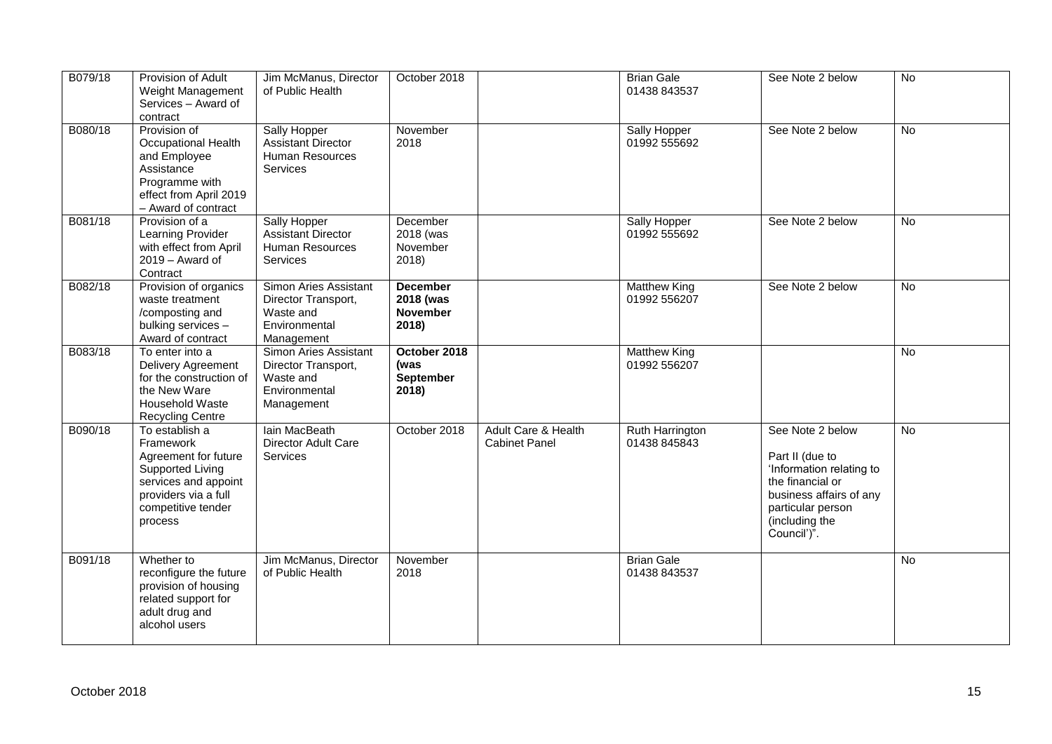| | | | | | | | |
|---|---|---|---|---|---|---|---|
| B079/18 | Provision of Adult Weight Management Services – Award of contract | Jim McManus, Director of Public Health | October 2018 | | Brian Gale 01438 843537 | See Note 2 below | No |
| B080/18 | Provision of Occupational Health and Employee Assistance Programme with effect from April 2019 – Award of contract | Sally Hopper Assistant Director Human Resources Services | November 2018 | | Sally Hopper 01992 555692 | See Note 2 below | No |
| B081/18 | Provision of a Learning Provider with effect from April 2019 – Award of Contract | Sally Hopper Assistant Director Human Resources Services | December 2018 (was November 2018) | | Sally Hopper 01992 555692 | See Note 2 below | No |
| B082/18 | Provision of organics waste treatment /composting and bulking services – Award of contract | Simon Aries Assistant Director Transport, Waste and Environmental Management | **December 2018 (was November 2018)** | | Matthew King 01992 556207 | See Note 2 below | No |
| B083/18 | To enter into a Delivery Agreement for the construction of the New Ware Household Waste Recycling Centre | Simon Aries Assistant Director Transport, Waste and Environmental Management | **October 2018 (was September 2018)** | | Matthew King 01992 556207 | | No |
| B090/18 | To establish a Framework Agreement for future Supported Living services and appoint providers via a full competitive tender process | Iain MacBeath Director Adult Care Services | October 2018 | Adult Care & Health Cabinet Panel | Ruth Harrington 01438 845843 | See Note 2 below<br><br>Part II (due to 'Information relating to the financial or business affairs of any particular person (including the Council')". | No |
| B091/18 | Whether to reconfigure the future provision of housing related support for adult drug and alcohol users | Jim McManus, Director of Public Health | November 2018 | | Brian Gale 01438 843537 | | No |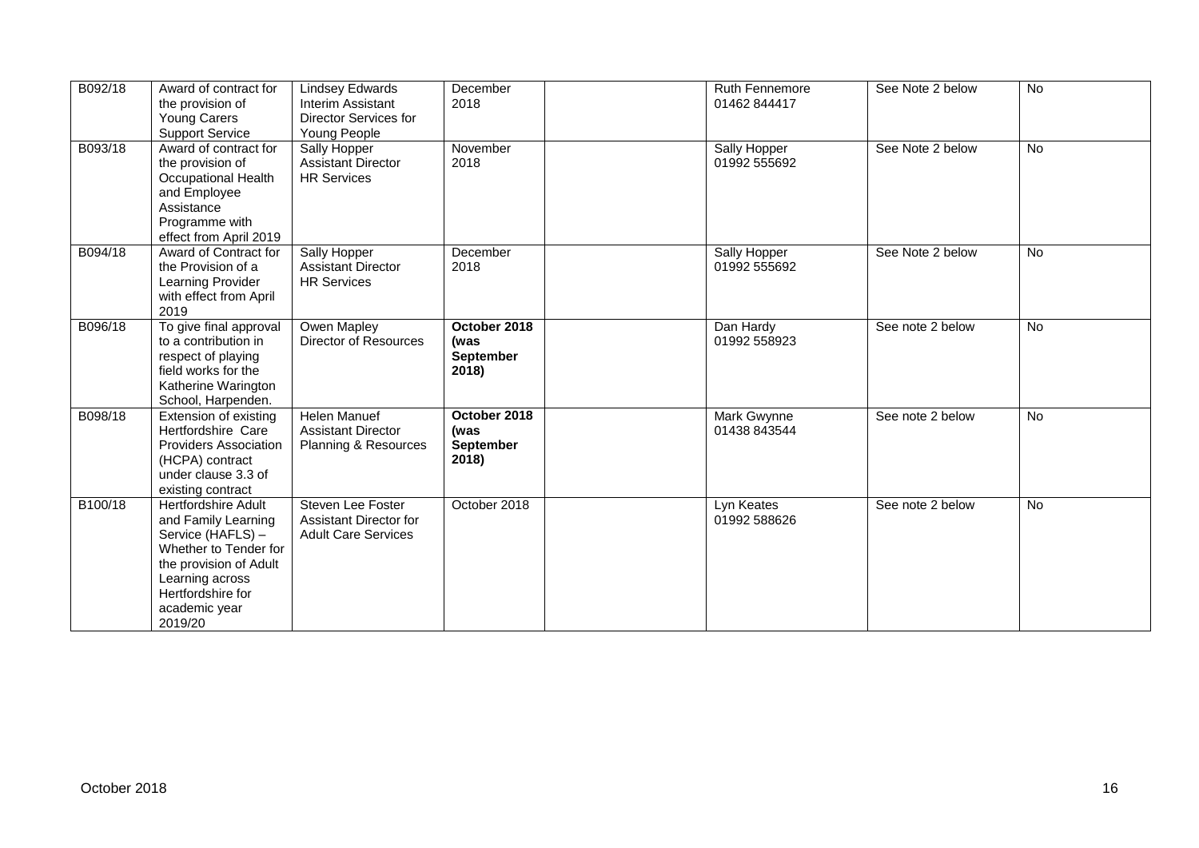| | | | | | | | |
|---|---|---|---|---|---|---|---|
| B092/18 | Award of contract for the provision of Young Carers Support Service | Lindsey Edwards Interim Assistant Director Services for Young People | December 2018 | | Ruth Fennemore 01462 844417 | See Note 2 below | No |
| B093/18 | Award of contract for the provision of Occupational Health and Employee Assistance Programme with effect from April 2019 | Sally Hopper Assistant Director HR Services | November 2018 | | Sally Hopper 01992 555692 | See Note 2 below | No |
| B094/18 | Award of Contract for the Provision of a Learning Provider with effect from April 2019 | Sally Hopper Assistant Director HR Services | December 2018 | | Sally Hopper 01992 555692 | See Note 2 below | No |
| B096/18 | To give final approval to a contribution in respect of playing field works for the Katherine Warington School, Harpenden. | Owen Mapley Director of Resources | **October 2018 (was September 2018)** | | Dan Hardy 01992 558923 | See note 2 below | No |
| B098/18 | Extension of existing Hertfordshire Care Providers Association (HCPA) contract under clause 3.3 of existing contract | Helen Manuef Assistant Director Planning & Resources | **October 2018 (was September 2018)** | | Mark Gwynne 01438 843544 | See note 2 below | No |
| B100/18 | Hertfordshire Adult and Family Learning Service (HAFLS) – Whether to Tender for the provision of Adult Learning across Hertfordshire for academic year 2019/20 | Steven Lee Foster Assistant Director for Adult Care Services | October 2018 | | Lyn Keates 01992 588626 | See note 2 below | No |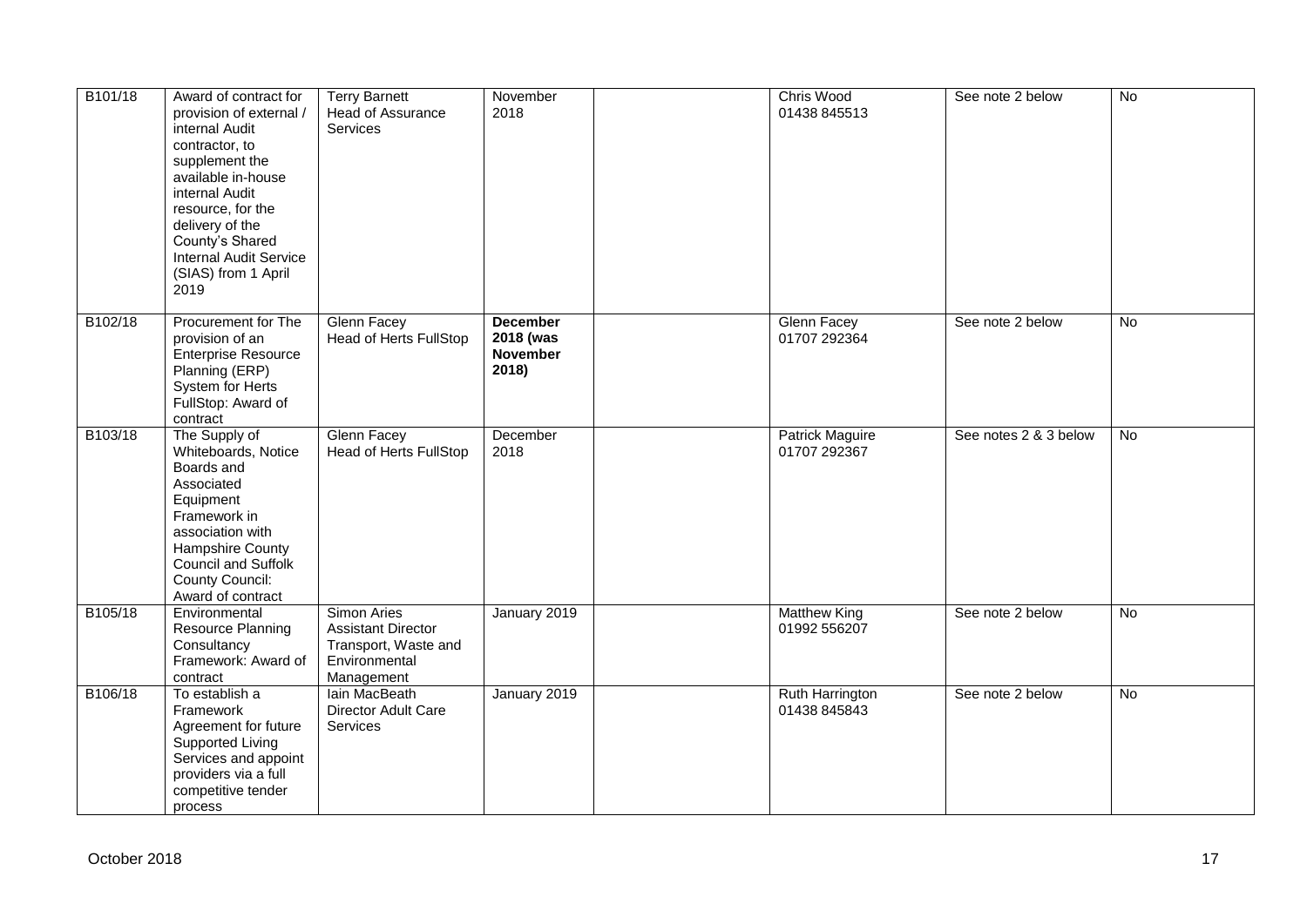| | | | | | | | |
|---|---|---|---|---|---|---|---|
| B101/18 | Award of contract for provision of external / internal Audit contractor, to supplement the available in-house internal Audit resource, for the delivery of the County's Shared Internal Audit Service (SIAS) from 1 April 2019 | Terry Barnett Head of Assurance Services | November 2018 | | Chris Wood 01438 845513 | See note 2 below | No |
| B102/18 | Procurement for The provision of an Enterprise Resource Planning (ERP) System for Herts FullStop: Award of contract | Glenn Facey Head of Herts FullStop | **December 2018 (was November 2018)** | | Glenn Facey 01707 292364 | See note 2 below | No |
| B103/18 | The Supply of Whiteboards, Notice Boards and Associated Equipment Framework in association with Hampshire County Council and Suffolk County Council: Award of contract | Glenn Facey Head of Herts FullStop | December 2018 | | Patrick Maguire 01707 292367 | See notes 2 & 3 below | No |
| B105/18 | Environmental Resource Planning Consultancy Framework: Award of contract | Simon Aries Assistant Director Transport, Waste and Environmental Management | January 2019 | | Matthew King 01992 556207 | See note 2 below | No |
| B106/18 | To establish a Framework Agreement for future Supported Living Services and appoint providers via a full competitive tender process | Iain MacBeath Director Adult Care Services | January 2019 | | Ruth Harrington 01438 845843 | See note 2 below | No |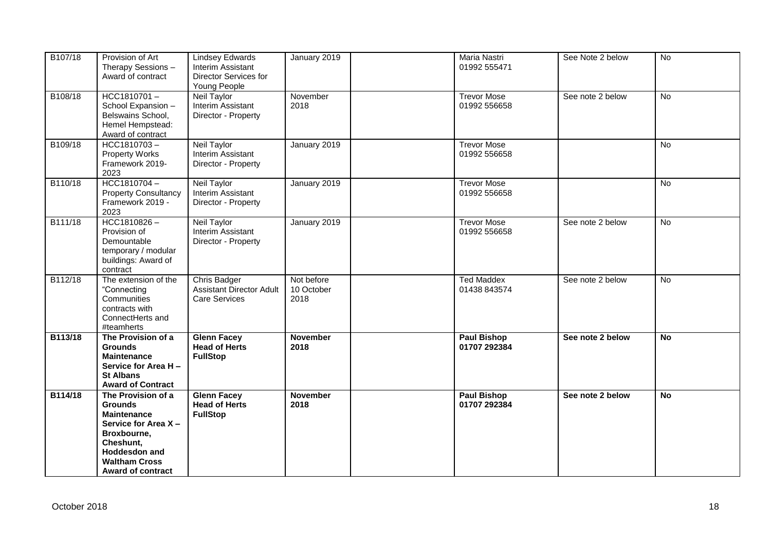| B107/18 | Provision of Art Therapy Sessions – Award of contract | Lindsey Edwards Interim Assistant Director Services for Young People | January 2019 | | Maria Nastri 01992 555471 | See Note 2 below | No |
|---|---|---|---|---|---|---|---|
| B108/18 | HCC1810701 – School Expansion – Belswains School, Hemel Hempstead: Award of contract | Neil Taylor Interim Assistant Director - Property | November 2018 | | Trevor Mose 01992 556658 | See note 2 below | No |
| B109/18 | HCC1810703 – Property Works Framework 2019-2023 | Neil Taylor Interim Assistant Director - Property | January 2019 | | Trevor Mose 01992 556658 | | No |
| B110/18 | HCC1810704 – Property Consultancy Framework 2019 - 2023 | Neil Taylor Interim Assistant Director - Property | January 2019 | | Trevor Mose 01992 556658 | | No |
| B111/18 | HCC1810826 – Provision of Demountable temporary / modular buildings: Award of contract | Neil Taylor Interim Assistant Director - Property | January 2019 | | Trevor Mose 01992 556658 | See note 2 below | No |
| B112/18 | The extension of the "Connecting Communities contracts with ConnectHerts and #teamherts | Chris Badger Assistant Director Adult Care Services | Not before 10 October 2018 | | Ted Maddex 01438 843574 | See note 2 below | No |
| **B113/18** | **The Provision of a Grounds Maintenance Service for Area H – St Albans Award of Contract** | **Glenn Facey Head of Herts FullStop** | **November 2018** | | **Paul Bishop 01707 292384** | **See note 2 below** | **No** |
| **B114/18** | **The Provision of a Grounds Maintenance Service for Area X – Broxbourne, Cheshunt, Hoddesdon and Waltham Cross Award of contract** | **Glenn Facey Head of Herts FullStop** | **November 2018** | | **Paul Bishop 01707 292384** | **See note 2 below** | **No** |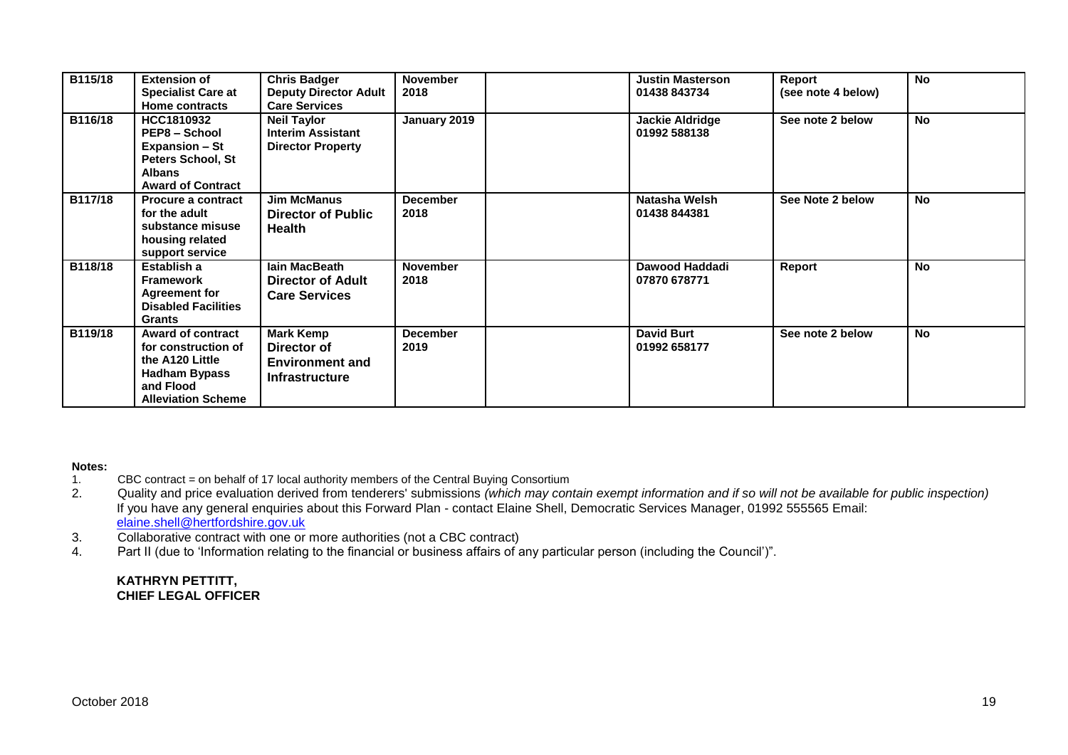| | | | | | | | |
|---|---|---|---|---|---|---|---|
| B115/18 | **Extension of Specialist Care at Home contracts** | **Chris Badger Deputy Director Adult Care Services** | **November 2018** | | **Justin Masterson 01438 843734** | **Report (see note 4 below)** | **No** |
| B116/18 | **HCC1810932 PEP8 – School Expansion – St Peters School, St Albans Award of Contract** | **Neil Taylor Interim Assistant Director Property** | **January 2019** | | **Jackie Aldridge 01992 588138** | **See note 2 below** | **No** |
| B117/18 | **Procure a contract for the adult substance misuse housing related support service** | **Jim McManus Director of Public Health** | **December 2018** | | **Natasha Welsh 01438 844381** | **See Note 2 below** | **No** |
| B118/18 | **Establish a Framework Agreement for Disabled Facilities Grants** | **Iain MacBeath Director of Adult Care Services** | **November 2018** | | **Dawood Haddadi 07870 678771** | **Report** | **No** |
| B119/18 | **Award of contract for construction of the A120 Little Hadham Bypass and Flood Alleviation Scheme** | **Mark Kemp Director of Environment and Infrastructure** | **December 2019** | | **David Burt 01992 658177** | **See note 2 below** | **No** |

**Notes:**

1. CBC contract = on behalf of 17 local authority members of the Central Buying Consortium
2. Quality and price evaluation derived from tenderers' submissions *(which may contain exempt information and if so will not be available for public inspection)*
   If you have any general enquiries about this Forward Plan - contact Elaine Shell, Democratic Services Manager, 01992 555565 Email: elaine.shell@hertfordshire.gov.uk
3. Collaborative contract with one or more authorities (not a CBC contract)
4. Part II (due to 'Information relating to the financial or business affairs of any particular person (including the Council')".

**KATHRYN PETTITT,**
**CHIEF LEGAL OFFICER**

October 2018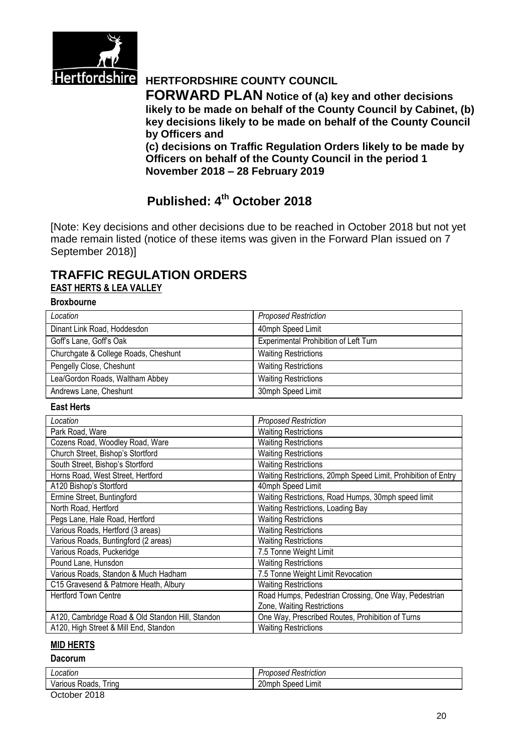Hertfordshire

# HERTFORDSHIRE COUNTY COUNCIL

**FORWARD PLAN Notice of (a) key and other decisions likely to be made on behalf of the County Council by Cabinet, (b) key decisions likely to be made on behalf of the County Council by Officers and (c) decisions on Traffic Regulation Orders likely to be made by Officers on behalf of the County Council in the period 1 November 2018 – 28 February 2019**

## Published: 4th October 2018

[Note: Key decisions and other decisions due to be reached in October 2018 but not yet made remain listed (notice of these items was given in the Forward Plan issued on 7 September 2018)]

# TRAFFIC REGULATION ORDERS

## EAST HERTS & LEA VALLEY

### Broxbourne

| *Location* | *Proposed Restriction* |
|---|---|
| Dinant Link Road, Hoddesdon | 40mph Speed Limit |
| Goff's Lane, Goff's Oak | Experimental Prohibition of Left Turn |
| Churchgate & College Roads, Cheshunt | Waiting Restrictions |
| Pengelly Close, Cheshunt | Waiting Restrictions |
| Lea/Gordon Roads, Waltham Abbey | Waiting Restrictions |
| Andrews Lane, Cheshunt | 30mph Speed Limit |

### East Herts

| *Location* | *Proposed Restriction* |
|---|---|
| Park Road, Ware | Waiting Restrictions |
| Cozens Road, Woodley Road, Ware | Waiting Restrictions |
| Church Street, Bishop's Stortford | Waiting Restrictions |
| South Street, Bishop's Stortford | Waiting Restrictions |
| Horns Road, West Street, Hertford | Waiting Restrictions, 20mph Speed Limit, Prohibition of Entry |
| A120 Bishop's Stortford | 40mph Speed Limit |
| Ermine Street, Buntingford | Waiting Restrictions, Road Humps, 30mph speed limit |
| North Road, Hertford | Waiting Restrictions, Loading Bay |
| Pegs Lane, Hale Road, Hertford | Waiting Restrictions |
| Various Roads, Hertford (3 areas) | Waiting Restrictions |
| Various Roads, Buntingford (2 areas) | Waiting Restrictions |
| Various Roads, Puckeridge | 7.5 Tonne Weight Limit |
| Pound Lane, Hunsdon | Waiting Restrictions |
| Various Roads, Standon & Much Hadham | 7.5 Tonne Weight Limit Revocation |
| C15 Gravesend & Patmore Heath, Albury | Waiting Restrictions |
| Hertford Town Centre | Road Humps, Pedestrian Crossing, One Way, Pedestrian Zone, Waiting Restrictions |
| A120, Cambridge Road & Old Standon Hill, Standon | One Way, Prescribed Routes, Prohibition of Turns |
| A120, High Street & Mill End, Standon | Waiting Restrictions |

## MID HERTS

### Dacorum

| *Location* | *Proposed Restriction* |
|---|---|
| Various Roads, Tring | 20mph Speed Limit |

October 2018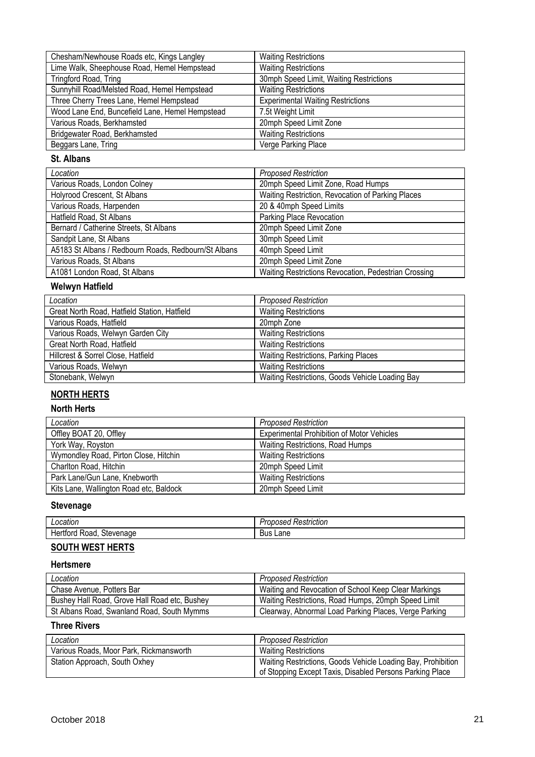| | |
|---|---|
| Chesham/Newhouse Roads etc, Kings Langley | Waiting Restrictions |
| Lime Walk, Sheephouse Road, Hemel Hempstead | Waiting Restrictions |
| Tringford Road, Tring | 30mph Speed Limit, Waiting Restrictions |
| Sunnyhill Road/Melsted Road, Hemel Hempstead | Waiting Restrictions |
| Three Cherry Trees Lane, Hemel Hempstead | Experimental Waiting Restrictions |
| Wood Lane End, Buncefield Lane, Hemel Hempstead | 7.5t Weight Limit |
| Various Roads, Berkhamsted | 20mph Speed Limit Zone |
| Bridgewater Road, Berkhamsted | Waiting Restrictions |
| Beggars Lane, Tring | Verge Parking Place |

### St. Albans

| *Location* | *Proposed Restriction* |
|---|---|
| Various Roads, London Colney | 20mph Speed Limit Zone, Road Humps |
| Holyrood Crescent, St Albans | Waiting Restriction, Revocation of Parking Places |
| Various Roads, Harpenden | 20 & 40mph Speed Limits |
| Hatfield Road, St Albans | Parking Place Revocation |
| Bernard / Catherine Streets, St Albans | 20mph Speed Limit Zone |
| Sandpit Lane, St Albans | 30mph Speed Limit |
| A5183 St Albans / Redbourn Roads, Redbourn/St Albans | 40mph Speed Limit |
| Various Roads, St Albans | 20mph Speed Limit Zone |
| A1081 London Road, St Albans | Waiting Restrictions Revocation, Pedestrian Crossing |

### Welwyn Hatfield

| *Location* | *Proposed Restriction* |
|---|---|
| Great North Road, Hatfield Station, Hatfield | Waiting Restrictions |
| Various Roads, Hatfield | 20mph Zone |
| Various Roads, Welwyn Garden City | Waiting Restrictions |
| Great North Road, Hatfield | Waiting Restrictions |
| Hillcrest & Sorrel Close, Hatfield | Waiting Restrictions, Parking Places |
| Various Roads, Welwyn | Waiting Restrictions |
| Stonebank, Welwyn | Waiting Restrictions, Goods Vehicle Loading Bay |

## NORTH HERTS

### North Herts

| *Location* | *Proposed Restriction* |
|---|---|
| Offley BOAT 20, Offley | Experimental Prohibition of Motor Vehicles |
| York Way, Royston | Waiting Restrictions, Road Humps |
| Wymondley Road, Pirton Close, Hitchin | Waiting Restrictions |
| Charlton Road, Hitchin | 20mph Speed Limit |
| Park Lane/Gun Lane, Knebworth | Waiting Restrictions |
| Kits Lane, Wallington Road etc, Baldock | 20mph Speed Limit |

### Stevenage

| *Location* | *Proposed Restriction* |
|---|---|
| Hertford Road, Stevenage | Bus Lane |

## SOUTH WEST HERTS

### Hertsmere

| *Location* | *Proposed Restriction* |
|---|---|
| Chase Avenue, Potters Bar | Waiting and Revocation of School Keep Clear Markings |
| Bushey Hall Road, Grove Hall Road etc, Bushey | Waiting Restrictions, Road Humps, 20mph Speed Limit |
| St Albans Road, Swanland Road, South Mymms | Clearway, Abnormal Load Parking Places, Verge Parking |

### Three Rivers

| *Location* | *Proposed Restriction* |
|---|---|
| Various Roads, Moor Park, Rickmansworth | Waiting Restrictions |
| Station Approach, South Oxhey | Waiting Restrictions, Goods Vehicle Loading Bay, Prohibition of Stopping Except Taxis, Disabled Persons Parking Place |

October 2018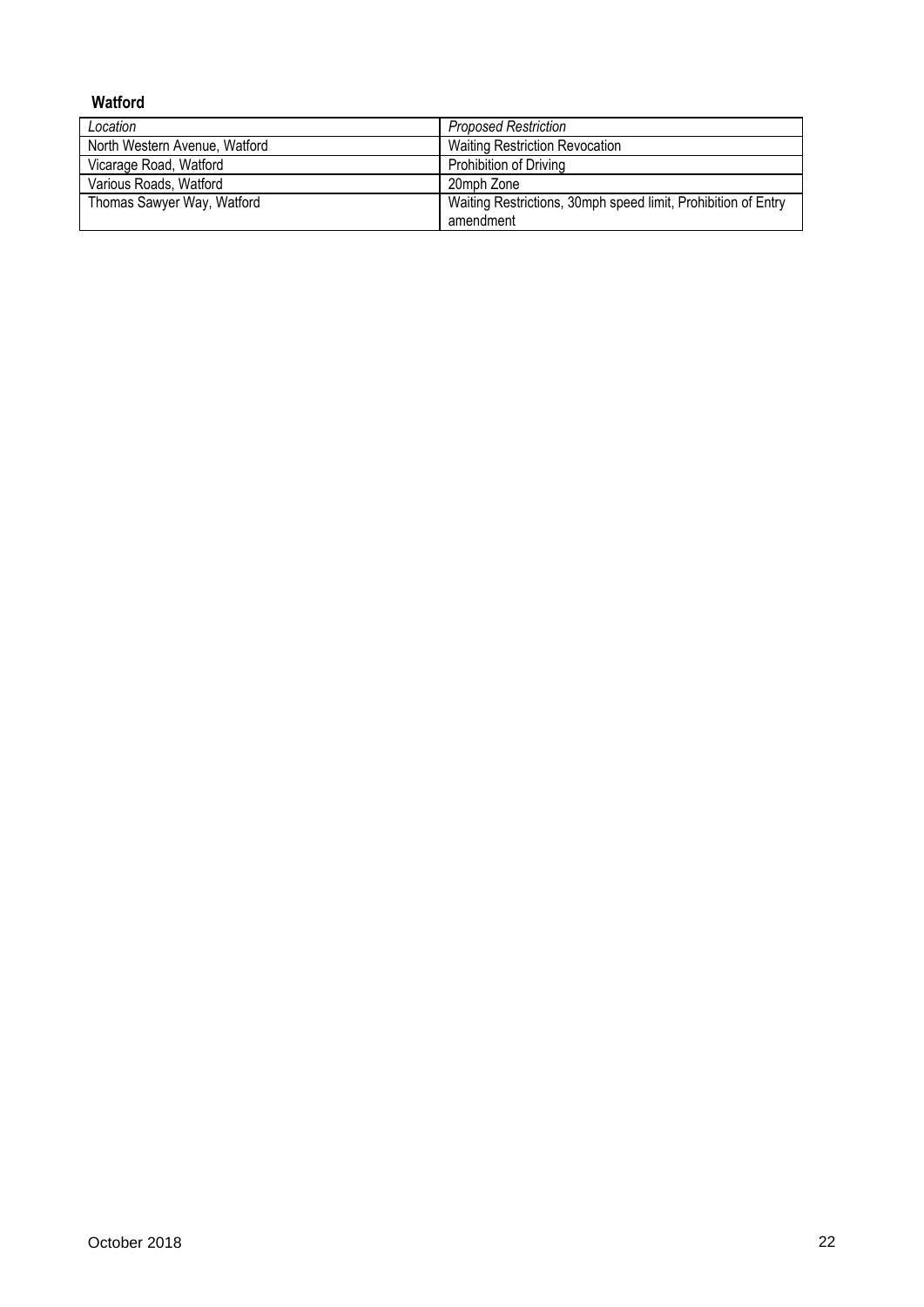**Watford**

| *Location* | *Proposed Restriction* |
| --- | --- |
| North Western Avenue, Watford | Waiting Restriction Revocation |
| Vicarage Road, Watford | Prohibition of Driving |
| Various Roads, Watford | 20mph Zone |
| Thomas Sawyer Way, Watford | Waiting Restrictions, 30mph speed limit, Prohibition of Entry amendment |

October 2018